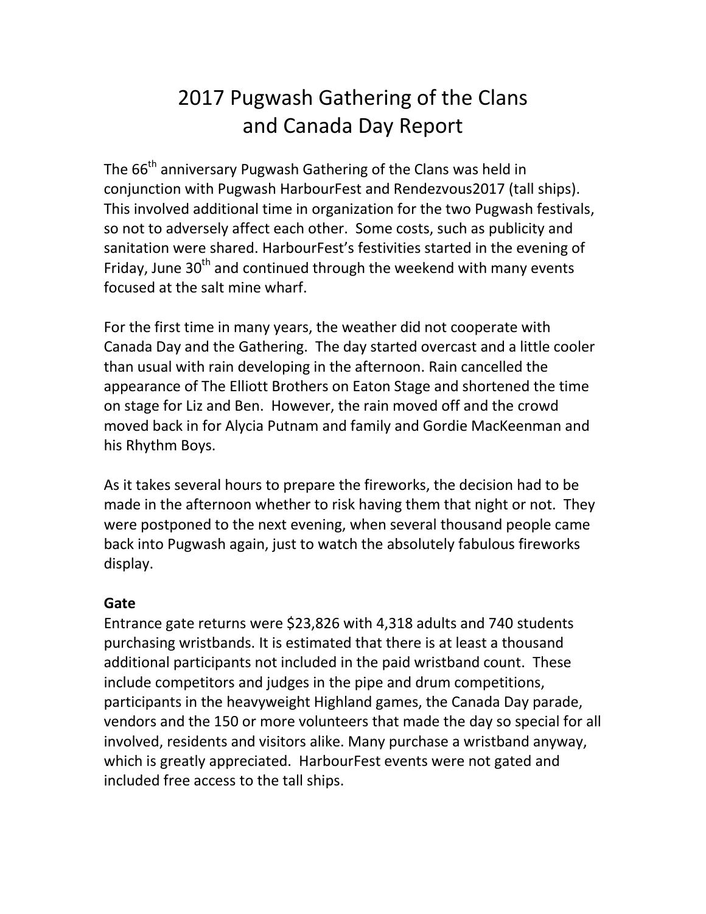# 2017 Pugwash Gathering of the Clans and Canada Day Report

The 66th anniversary Pugwash Gathering of the Clans was held in conjunction with Pugwash HarbourFest and Rendezvous2017 (tall ships). This involved additional time in organization for the two Pugwash festivals, so not to adversely affect each other. Some costs, such as publicity and sanitation were shared. HarbourFest's festivities started in the evening of Friday, June 30th and continued through the weekend with many events focused at the salt mine wharf.

For the first time in many years, the weather did not cooperate with Canada Day and the Gathering. The day started overcast and a little cooler than usual with rain developing in the afternoon. Rain cancelled the appearance of The Elliott Brothers on Eaton Stage and shortened the time on stage for Liz and Ben. However, the rain moved off and the crowd moved back in for Alycia Putnam and family and Gordie MacKeenman and his Rhythm Boys.

As it takes several hours to prepare the fireworks, the decision had to be made in the afternoon whether to risk having them that night or not. They were postponed to the next evening, when several thousand people came back into Pugwash again, just to watch the absolutely fabulous fireworks display.

**Gate**

Entrance gate returns were $23,826 with 4,318 adults and 740 students purchasing wristbands. It is estimated that there is at least a thousand additional participants not included in the paid wristband count. These include competitors and judges in the pipe and drum competitions, participants in the heavyweight Highland games, the Canada Day parade, vendors and the 150 or more volunteers that made the day so special for all involved, residents and visitors alike. Many purchase a wristband anyway, which is greatly appreciated. HarbourFest events were not gated and included free access to the tall ships.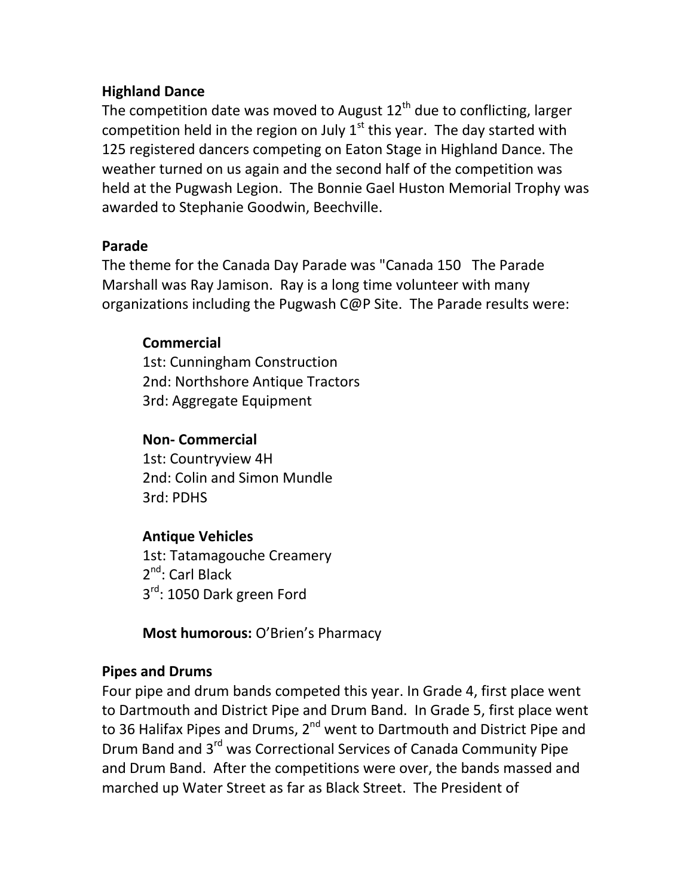## Highland Dance

The competition date was moved to August 12th due to conflicting, larger competition held in the region on July 1st this year. The day started with 125 registered dancers competing on Eaton Stage in Highland Dance. The weather turned on us again and the second half of the competition was held at the Pugwash Legion. The Bonnie Gael Huston Memorial Trophy was awarded to Stephanie Goodwin, Beechville.

## Parade

The theme for the Canada Day Parade was "Canada 150 The Parade Marshall was Ray Jamison. Ray is a long time volunteer with many organizations including the Pugwash C@P Site. The Parade results were:

**Commercial**
1st: Cunningham Construction
2nd: Northshore Antique Tractors
3rd: Aggregate Equipment

**Non- Commercial**
1st: Countryview 4H
2nd: Colin and Simon Mundle
3rd: PDHS

**Antique Vehicles**
1st: Tatamagouche Creamery
2nd: Carl Black
3rd: 1050 Dark green Ford

**Most humorous:** O'Brien's Pharmacy

## Pipes and Drums

Four pipe and drum bands competed this year. In Grade 4, first place went to Dartmouth and District Pipe and Drum Band. In Grade 5, first place went to 36 Halifax Pipes and Drums, 2nd went to Dartmouth and District Pipe and Drum Band and 3rd was Correctional Services of Canada Community Pipe and Drum Band. After the competitions were over, the bands massed and marched up Water Street as far as Black Street. The President of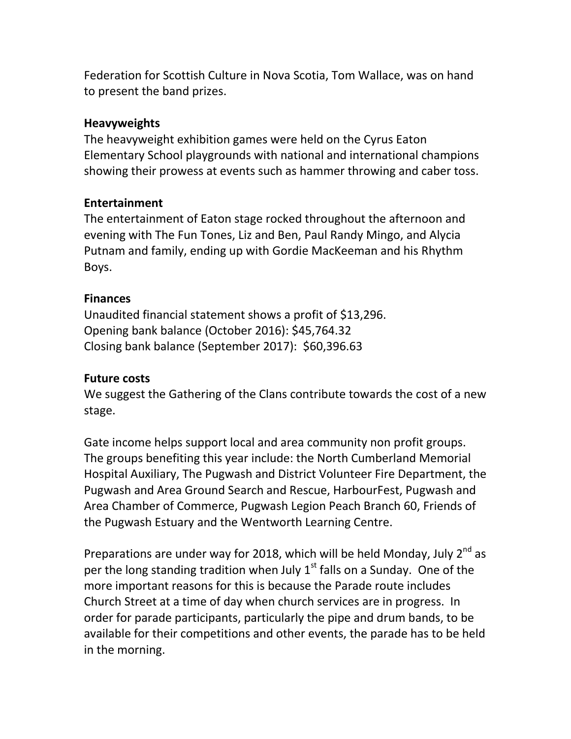Federation for Scottish Culture in Nova Scotia, Tom Wallace, was on hand to present the band prizes.

**Heavyweights**

The heavyweight exhibition games were held on the Cyrus Eaton Elementary School playgrounds with national and international champions showing their prowess at events such as hammer throwing and caber toss.

**Entertainment**

The entertainment of Eaton stage rocked throughout the afternoon and evening with The Fun Tones, Liz and Ben, Paul Randy Mingo, and Alycia Putnam and family, ending up with Gordie MacKeeman and his Rhythm Boys.

**Finances**

Unaudited financial statement shows a profit of $13,296.
Opening bank balance (October 2016): $45,764.32
Closing bank balance (September 2017): $60,396.63

**Future costs**

We suggest the Gathering of the Clans contribute towards the cost of a new stage.

Gate income helps support local and area community non profit groups. The groups benefiting this year include: the North Cumberland Memorial Hospital Auxiliary, The Pugwash and District Volunteer Fire Department, the Pugwash and Area Ground Search and Rescue, HarbourFest, Pugwash and Area Chamber of Commerce, Pugwash Legion Peach Branch 60, Friends of the Pugwash Estuary and the Wentworth Learning Centre.

Preparations are under way for 2018, which will be held Monday, July 2nd as per the long standing tradition when July 1st falls on a Sunday. One of the more important reasons for this is because the Parade route includes Church Street at a time of day when church services are in progress. In order for parade participants, particularly the pipe and drum bands, to be available for their competitions and other events, the parade has to be held in the morning.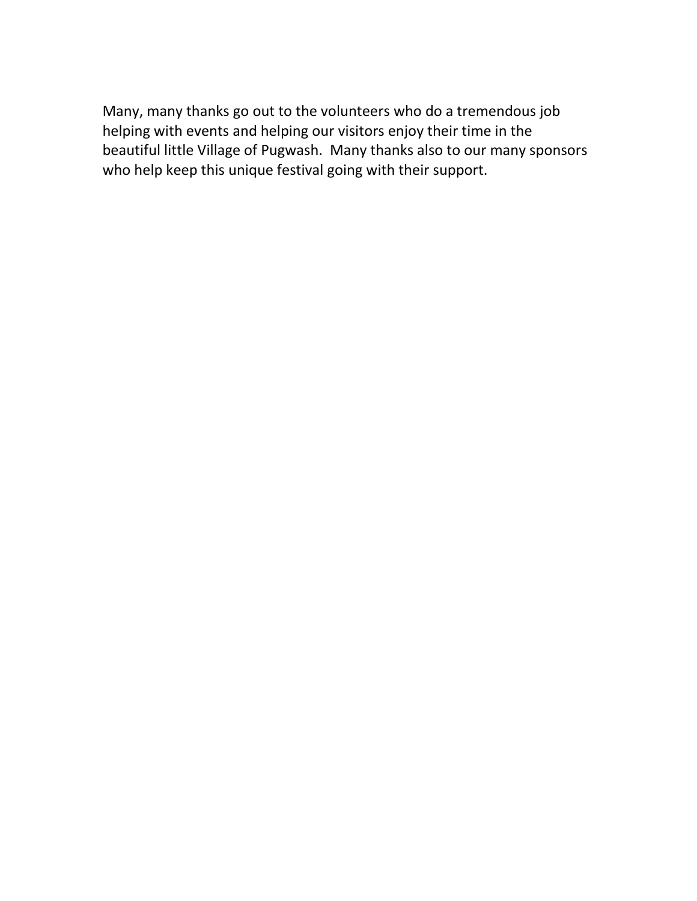Many, many thanks go out to the volunteers who do a tremendous job helping with events and helping our visitors enjoy their time in the beautiful little Village of Pugwash. Many thanks also to our many sponsors who help keep this unique festival going with their support.